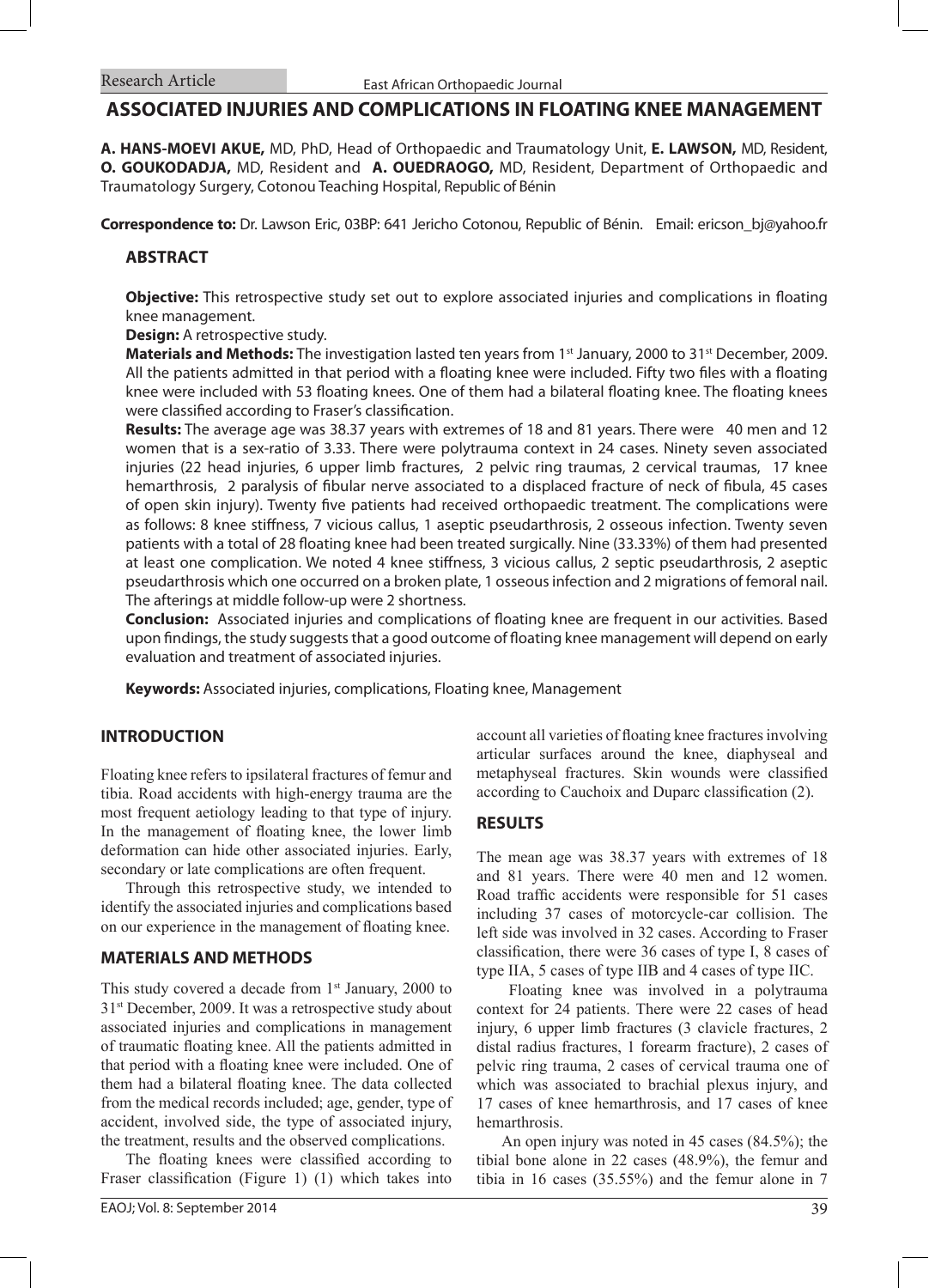Research Article

# ASSOCIATED INJURIES AND COMPLICATIONS IN FLOATING KNEE MANAGEMENT

**A. HANS-MOEVI AKUE,** MD, PhD, Head of Orthopaedic and Traumatology Unit, **E. LAWSON,** MD, Resident, **O. GOUKODADJA,** MD, Resident and **A. OUEDRAOGO,** MD, Resident, Department of Orthopaedic and Traumatology Surgery, Cotonou Teaching Hospital, Republic of Bénin

**Correspondence to:** Dr. Lawson Eric, 03BP: 641 Jericho Cotonou, Republic of Bénin. Email: ericson_bj@yahoo.fr

## ABSTRACT

**Objective:** This retrospective study set out to explore associated injuries and complications in floating knee management.

**Design:** A retrospective study.

**Materials and Methods:** The investigation lasted ten years from 1st January, 2000 to 31st December, 2009. All the patients admitted in that period with a floating knee were included. Fifty two files with a floating knee were included with 53 floating knees. One of them had a bilateral floating knee. The floating knees were classified according to Fraser's classification.

**Results:** The average age was 38.37 years with extremes of 18 and 81 years. There were 40 men and 12 women that is a sex-ratio of 3.33. There were polytrauma context in 24 cases. Ninety seven associated injuries (22 head injuries, 6 upper limb fractures, 2 pelvic ring traumas, 2 cervical traumas, 17 knee hemarthrosis, 2 paralysis of fibular nerve associated to a displaced fracture of neck of fibula, 45 cases of open skin injury). Twenty five patients had received orthopaedic treatment. The complications were as follows: 8 knee stiffness, 7 vicious callus, 1 aseptic pseudarthrosis, 2 osseous infection. Twenty seven patients with a total of 28 floating knee had been treated surgically. Nine (33.33%) of them had presented at least one complication. We noted 4 knee stiffness, 3 vicious callus, 2 septic pseudarthrosis, 2 aseptic pseudarthrosis which one occurred on a broken plate, 1 osseous infection and 2 migrations of femoral nail. The afterings at middle follow-up were 2 shortness.

**Conclusion:** Associated injuries and complications of floating knee are frequent in our activities. Based upon findings, the study suggests that a good outcome of floating knee management will depend on early evaluation and treatment of associated injuries.

**Keywords:** Associated injuries, complications, Floating knee, Management

## INTRODUCTION

Floating knee refers to ipsilateral fractures of femur and tibia. Road accidents with high-energy trauma are the most frequent aetiology leading to that type of injury. In the management of floating knee, the lower limb deformation can hide other associated injuries. Early, secondary or late complications are often frequent.

Through this retrospective study, we intended to identify the associated injuries and complications based on our experience in the management of floating knee.

## MATERIALS AND METHODS

This study covered a decade from 1st January, 2000 to 31st December, 2009. It was a retrospective study about associated injuries and complications in management of traumatic floating knee. All the patients admitted in that period with a floating knee were included. One of them had a bilateral floating knee. The data collected from the medical records included; age, gender, type of accident, involved side, the type of associated injury, the treatment, results and the observed complications.

The floating knees were classified according to Fraser classification (Figure 1) (1) which takes into account all varieties of floating knee fractures involving articular surfaces around the knee, diaphyseal and metaphyseal fractures. Skin wounds were classified according to Cauchoix and Duparc classification (2).

## RESULTS

The mean age was 38.37 years with extremes of 18 and 81 years. There were 40 men and 12 women. Road traffic accidents were responsible for 51 cases including 37 cases of motorcycle-car collision. The left side was involved in 32 cases. According to Fraser classification, there were 36 cases of type I, 8 cases of type IIA, 5 cases of type IIB and 4 cases of type IIC.

Floating knee was involved in a polytrauma context for 24 patients. There were 22 cases of head injury, 6 upper limb fractures (3 clavicle fractures, 2 distal radius fractures, 1 forearm fracture), 2 cases of pelvic ring trauma, 2 cases of cervical trauma one of which was associated to brachial plexus injury, and 17 cases of knee hemarthrosis, and 17 cases of knee hemarthrosis.

An open injury was noted in 45 cases (84.5%); the tibial bone alone in 22 cases (48.9%), the femur and tibia in 16 cases (35.55%) and the femur alone in 7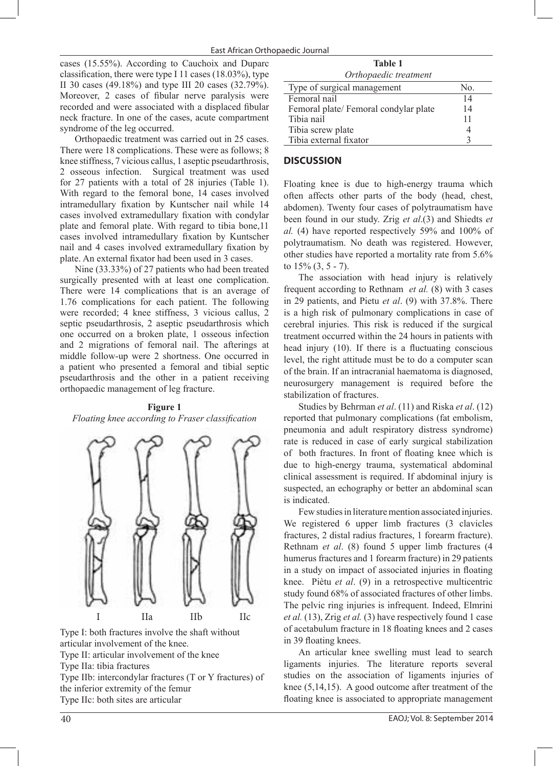cases (15.55%). According to Cauchoix and Duparc classification, there were type I 11 cases (18.03%), type II 30 cases (49.18%) and type III 20 cases (32.79%). Moreover, 2 cases of fibular nerve paralysis were recorded and were associated with a displaced fibular neck fracture. In one of the cases, acute compartment syndrome of the leg occurred.

Orthopaedic treatment was carried out in 25 cases. There were 18 complications. These were as follows; 8 knee stiffness, 7 vicious callus, 1 aseptic pseudarthrosis, 2 osseous infection. Surgical treatment was used for 27 patients with a total of 28 injuries (Table 1). With regard to the femoral bone, 14 cases involved intramedullary fixation by Kuntscher nail while 14 cases involved extramedullary fixation with condylar plate and femoral plate. With regard to tibia bone,11 cases involved intramedullary fixation by Kuntscher nail and 4 cases involved extramedullary fixation by plate. An external fixator had been used in 3 cases.

Nine (33.33%) of 27 patients who had been treated surgically presented with at least one complication. There were 14 complications that is an average of 1.76 complications for each patient. The following were recorded; 4 knee stiffness, 3 vicious callus, 2 septic pseudarthrosis, 2 aseptic pseudarthrosis which one occurred on a broken plate, 1 osseous infection and 2 migrations of femoral nail. The afterings at middle follow-up were 2 shortness. One occurred in a patient who presented a femoral and tibial septic pseudarthrosis and the other in a patient receiving orthopaedic management of leg fracture.

**Figure 1**

*Floating knee according to Fraser classification*

I IIa IIb IIc

Type I: both fractures involve the shaft without articular involvement of the knee.
Type II: articular involvement of the knee
Type IIa: tibia fractures
Type IIb: intercondylar fractures (T or Y fractures) of the inferior extremity of the femur
Type IIc: both sites are articular

**Table 1**

*Orthopaedic treatment*

| Type of surgical management | No. |
|---|---|
| Femoral nail | 14 |
| Femoral plate/ Femoral condylar plate | 14 |
| Tibia nail | 11 |
| Tibia screw plate | 4 |
| Tibia external fixator | 3 |

## DISCUSSION

Floating knee is due to high-energy trauma which often affects other parts of the body (head, chest, abdomen). Twenty four cases of polytraumatism have been found in our study. Zrig *et al*.(3) and Shiedts *et al.* (4) have reported respectively 59% and 100% of polytraumatism. No death was registered. However, other studies have reported a mortality rate from 5.6% to 15% (3, 5 - 7).

The association with head injury is relatively frequent according to Rethnam *et al.* (8) with 3 cases in 29 patients, and Pietu *et al*. (9) with 37.8%. There is a high risk of pulmonary complications in case of cerebral injuries. This risk is reduced if the surgical treatment occurred within the 24 hours in patients with head injury (10). If there is a fluctuating conscious level, the right attitude must be to do a computer scan of the brain. If an intracranial haematoma is diagnosed, neurosurgery management is required before the stabilization of fractures.

Studies by Behrman *et al*. (11) and Riska *et al*. (12) reported that pulmonary complications (fat embolism, pneumonia and adult respiratory distress syndrome) rate is reduced in case of early surgical stabilization of both fractures. In front of floating knee which is due to high-energy trauma, systematical abdominal clinical assessment is required. If abdominal injury is suspected, an echography or better an abdominal scan is indicated.

Few studies in literature mention associated injuries. We registered 6 upper limb fractures (3 clavicles fractures, 2 distal radius fractures, 1 forearm fracture). Rethnam *et al*. (8) found 5 upper limb fractures (4 humerus fractures and 1 forearm fracture) in 29 patients in a study on impact of associated injuries in floating knee. Piètu *et al*. (9) in a retrospective multicentric study found 68% of associated fractures of other limbs. The pelvic ring injuries is infrequent. Indeed, Elmrini *et al.* (13), Zrig *et al.* (3) have respectively found 1 case of acetabulum fracture in 18 floating knees and 2 cases in 39 floating knees.

An articular knee swelling must lead to search ligaments injuries. The literature reports several studies on the association of ligaments injuries of knee (5,14,15). A good outcome after treatment of the floating knee is associated to appropriate management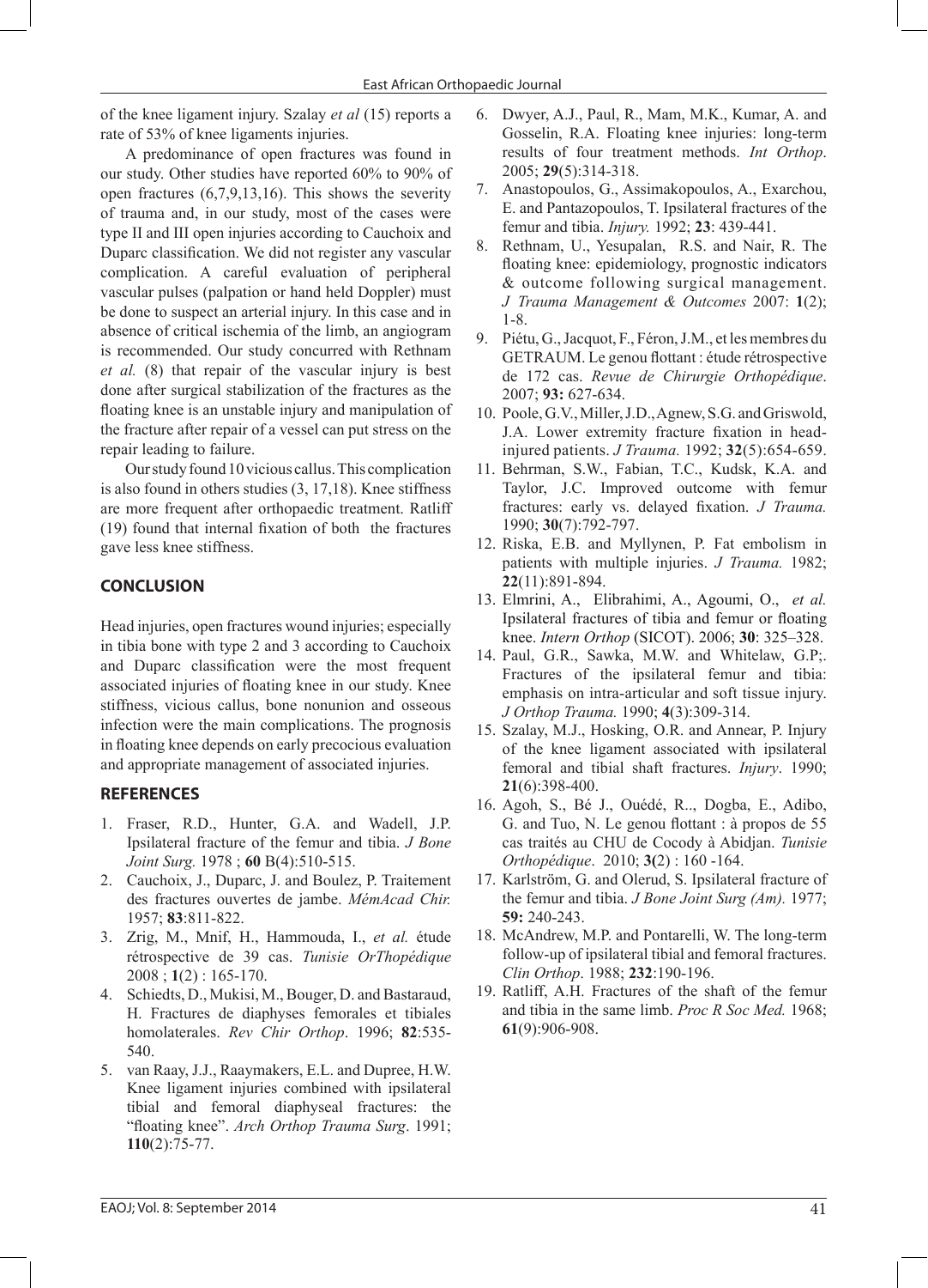of the knee ligament injury. Szalay *et al* (15) reports a rate of 53% of knee ligaments injuries.

A predominance of open fractures was found in our study. Other studies have reported 60% to 90% of open fractures (6,7,9,13,16). This shows the severity of trauma and, in our study, most of the cases were type II and III open injuries according to Cauchoix and Duparc classification. We did not register any vascular complication. A careful evaluation of peripheral vascular pulses (palpation or hand held Doppler) must be done to suspect an arterial injury. In this case and in absence of critical ischemia of the limb, an angiogram is recommended. Our study concurred with Rethnam *et al.* (8) that repair of the vascular injury is best done after surgical stabilization of the fractures as the floating knee is an unstable injury and manipulation of the fracture after repair of a vessel can put stress on the repair leading to failure.

Our study found 10 vicious callus. This complication is also found in others studies (3, 17,18). Knee stiffness are more frequent after orthopaedic treatment. Ratliff (19) found that internal fixation of both the fractures gave less knee stiffness.

## CONCLUSION

Head injuries, open fractures wound injuries; especially in tibia bone with type 2 and 3 according to Cauchoix and Duparc classification were the most frequent associated injuries of floating knee in our study. Knee stiffness, vicious callus, bone nonunion and osseous infection were the main complications. The prognosis in floating knee depends on early precocious evaluation and appropriate management of associated injuries.

## REFERENCES

1. Fraser, R.D., Hunter, G.A. and Wadell, J.P. Ipsilateral fracture of the femur and tibia. *J Bone Joint Surg.* 1978 ; **60** B(4):510-515.
2. Cauchoix, J., Duparc, J. and Boulez, P. Traitement des fractures ouvertes de jambe. *MémAcad Chir.* 1957; **83**:811-822.
3. Zrig, M., Mnif, H., Hammouda, I., *et al.* étude rétrospective de 39 cas. *Tunisie OrThopédique* 2008 ; **1**(2) : 165-170.
4. Schiedts, D., Mukisi, M., Bouger, D. and Bastaraud, H. Fractures de diaphyses femorales et tibiales homolaterales. *Rev Chir Orthop*. 1996; **82**:535-540.
5. van Raay, J.J., Raaymakers, E.L. and Dupree, H.W. Knee ligament injuries combined with ipsilateral tibial and femoral diaphyseal fractures: the "floating knee". *Arch Orthop Trauma Surg*. 1991; **110**(2):75-77.
6. Dwyer, A.J., Paul, R., Mam, M.K., Kumar, A. and Gosselin, R.A. Floating knee injuries: long-term results of four treatment methods. *Int Orthop*. 2005; **29**(5):314-318.
7. Anastopoulos, G., Assimakopoulos, A., Exarchou, E. and Pantazopoulos, T. Ipsilateral fractures of the femur and tibia. *Injury.* 1992; **23**: 439-441.
8. Rethnam, U., Yesupalan, R.S. and Nair, R. The floating knee: epidemiology, prognostic indicators & outcome following surgical management. *J Trauma Management & Outcomes* 2007: **1**(2); 1-8.
9. Piétu, G., Jacquot, F., Féron, J.M., et les membres du GETRAUM. Le genou flottant : étude rétrospective de 172 cas. *Revue de Chirurgie Orthopédique*. 2007; **93:** 627-634.
10. Poole, G.V., Miller, J.D., Agnew, S.G. and Griswold, J.A. Lower extremity fracture fixation in head-injured patients. *J Trauma.* 1992; **32**(5):654-659.
11. Behrman, S.W., Fabian, T.C., Kudsk, K.A. and Taylor, J.C. Improved outcome with femur fractures: early vs. delayed fixation. *J Trauma.* 1990; **30**(7):792-797.
12. Riska, E.B. and Myllynen, P. Fat embolism in patients with multiple injuries. *J Trauma.* 1982; **22**(11):891-894.
13. Elmrini, A., Elibrahimi, A., Agoumi, O., *et al.* Ipsilateral fractures of tibia and femur or floating knee. *Intern Orthop* (SICOT). 2006; **30**: 325–328.
14. Paul, G.R., Sawka, M.W. and Whitelaw, G.P;. Fractures of the ipsilateral femur and tibia: emphasis on intra-articular and soft tissue injury. *J Orthop Trauma.* 1990; **4**(3):309-314.
15. Szalay, M.J., Hosking, O.R. and Annear, P. Injury of the knee ligament associated with ipsilateral femoral and tibial shaft fractures. *Injury*. 1990; **21**(6):398-400.
16. Agoh, S., Bé J., Ouédé, R.., Dogba, E., Adibo, G. and Tuo, N. Le genou flottant : à propos de 55 cas traités au CHU de Cocody à Abidjan. *Tunisie Orthopédique*. 2010; **3(**2) : 160 -164.
17. Karlström, G. and Olerud, S. Ipsilateral fracture of the femur and tibia. *J Bone Joint Surg (Am).* 1977; **59:** 240-243.
18. McAndrew, M.P. and Pontarelli, W. The long-term follow-up of ipsilateral tibial and femoral fractures. *Clin Orthop*. 1988; **232**:190-196.
19. Ratliff, A.H. Fractures of the shaft of the femur and tibia in the same limb. *Proc R Soc Med.* 1968; **61**(9):906-908.